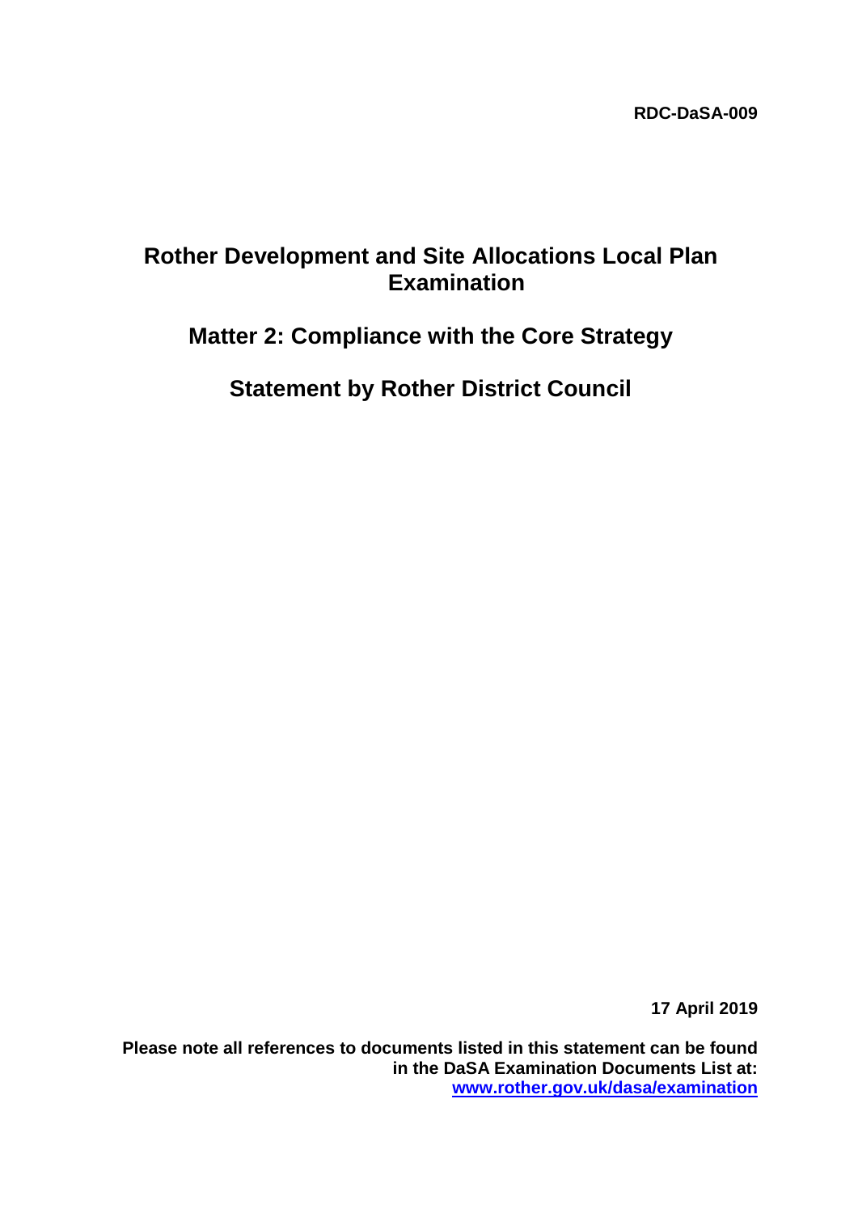**RDC-DaSA-009**

# Rother Development and Site Allocations Local Plan Examination

## Matter 2: Compliance with the Core Strategy

## Statement by Rother District Council

**17 April 2019**

**Please note all references to documents listed in this statement can be found in the DaSA Examination Documents List at: [www.rother.gov.uk/dasa/examination](www.rother.gov.uk/dasa/examination)**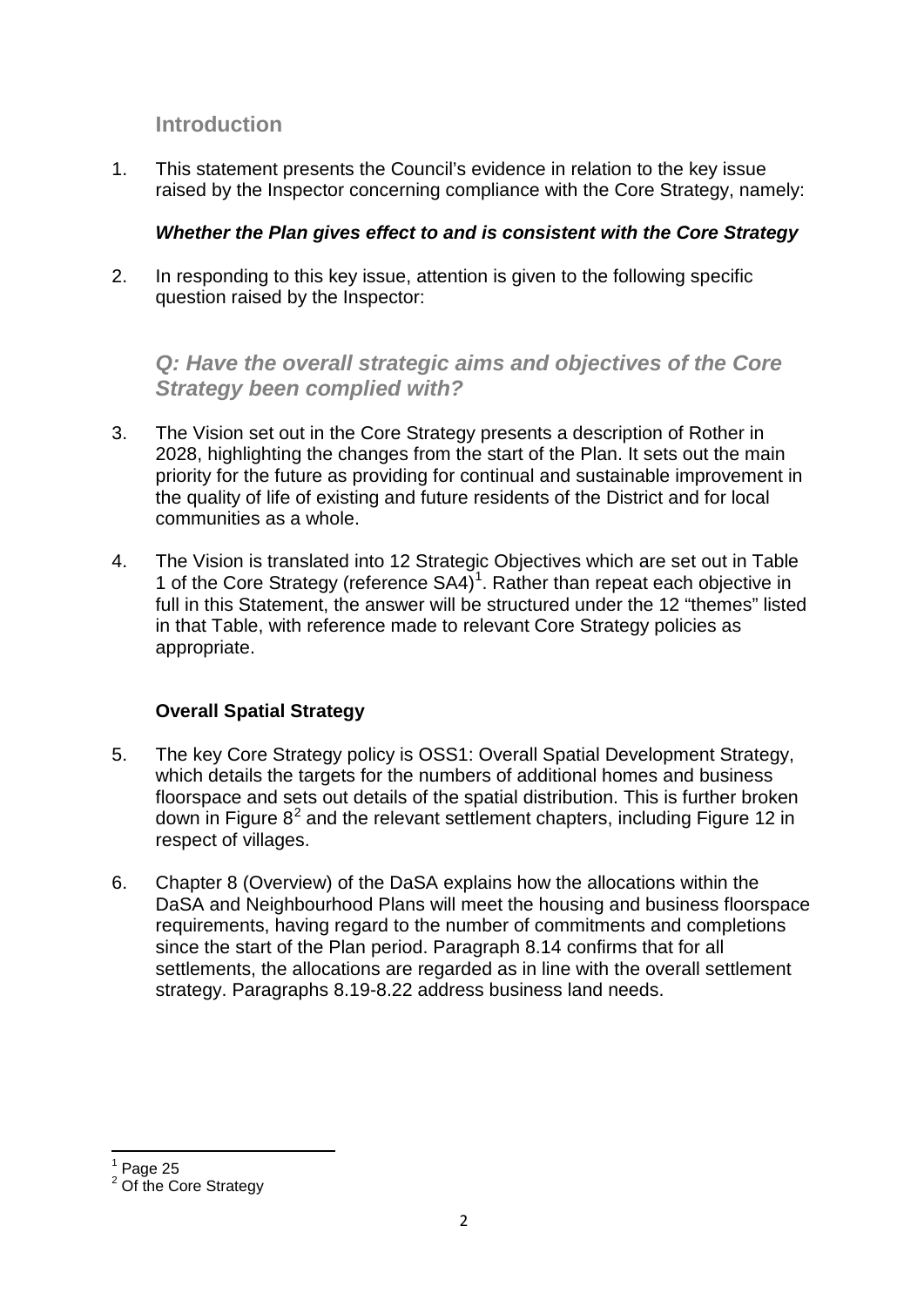## Introduction

1. This statement presents the Council's evidence in relation to the key issue raised by the Inspector concerning compliance with the Core Strategy, namely:

   ***Whether the Plan gives effect to and is consistent with the Core Strategy***

2. In responding to this key issue, attention is given to the following specific question raised by the Inspector:

### *Q: Have the overall strategic aims and objectives of the Core Strategy been complied with?*

3. The Vision set out in the Core Strategy presents a description of Rother in 2028, highlighting the changes from the start of the Plan. It sets out the main priority for the future as providing for continual and sustainable improvement in the quality of life of existing and future residents of the District and for local communities as a whole.

4. The Vision is translated into 12 Strategic Objectives which are set out in Table 1 of the Core Strategy (reference SA4)[1]. Rather than repeat each objective in full in this Statement, the answer will be structured under the 12 "themes" listed in that Table, with reference made to relevant Core Strategy policies as appropriate.

#### Overall Spatial Strategy

5. The key Core Strategy policy is OSS1: Overall Spatial Development Strategy, which details the targets for the numbers of additional homes and business floorspace and sets out details of the spatial distribution. This is further broken down in Figure 8[2] and the relevant settlement chapters, including Figure 12 in respect of villages.

6. Chapter 8 (Overview) of the DaSA explains how the allocations within the DaSA and Neighbourhood Plans will meet the housing and business floorspace requirements, having regard to the number of commitments and completions since the start of the Plan period. Paragraph 8.14 confirms that for all settlements, the allocations are regarded as in line with the overall settlement strategy. Paragraphs 8.19-8.22 address business land needs.

---

[1] Page 25

[2] Of the Core Strategy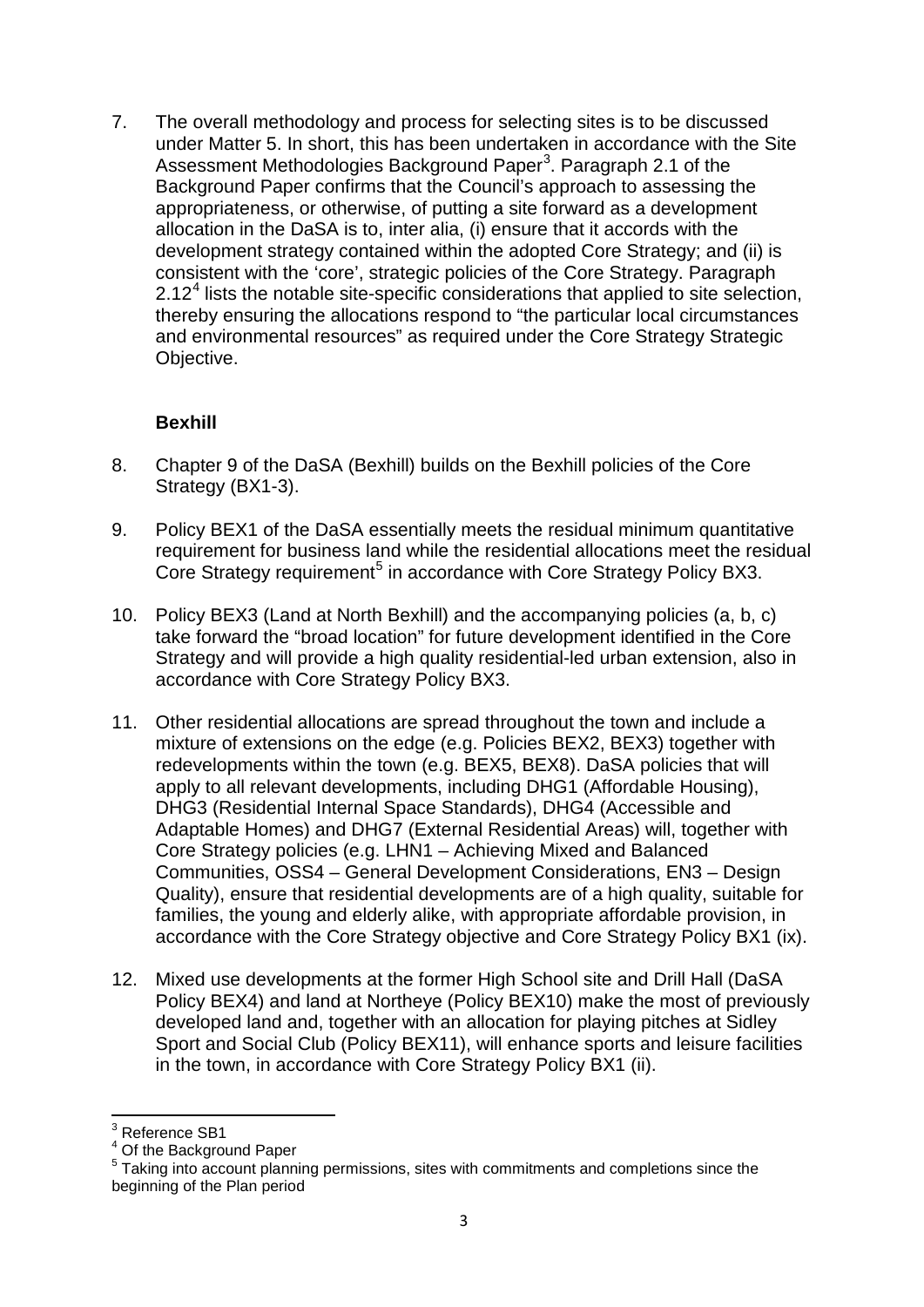7. The overall methodology and process for selecting sites is to be discussed under Matter 5. In short, this has been undertaken in accordance with the Site Assessment Methodologies Background Paper[3]. Paragraph 2.1 of the Background Paper confirms that the Council's approach to assessing the appropriateness, or otherwise, of putting a site forward as a development allocation in the DaSA is to, inter alia, (i) ensure that it accords with the development strategy contained within the adopted Core Strategy; and (ii) is consistent with the 'core', strategic policies of the Core Strategy. Paragraph 2.12[4] lists the notable site-specific considerations that applied to site selection, thereby ensuring the allocations respond to "the particular local circumstances and environmental resources" as required under the Core Strategy Strategic Objective.

**Bexhill**

8. Chapter 9 of the DaSA (Bexhill) builds on the Bexhill policies of the Core Strategy (BX1-3).

9. Policy BEX1 of the DaSA essentially meets the residual minimum quantitative requirement for business land while the residential allocations meet the residual Core Strategy requirement[5] in accordance with Core Strategy Policy BX3.

10. Policy BEX3 (Land at North Bexhill) and the accompanying policies (a, b, c) take forward the "broad location" for future development identified in the Core Strategy and will provide a high quality residential-led urban extension, also in accordance with Core Strategy Policy BX3.

11. Other residential allocations are spread throughout the town and include a mixture of extensions on the edge (e.g. Policies BEX2, BEX3) together with redevelopments within the town (e.g. BEX5, BEX8). DaSA policies that will apply to all relevant developments, including DHG1 (Affordable Housing), DHG3 (Residential Internal Space Standards), DHG4 (Accessible and Adaptable Homes) and DHG7 (External Residential Areas) will, together with Core Strategy policies (e.g. LHN1 – Achieving Mixed and Balanced Communities, OSS4 – General Development Considerations, EN3 – Design Quality), ensure that residential developments are of a high quality, suitable for families, the young and elderly alike, with appropriate affordable provision, in accordance with the Core Strategy objective and Core Strategy Policy BX1 (ix).

12. Mixed use developments at the former High School site and Drill Hall (DaSA Policy BEX4) and land at Northeye (Policy BEX10) make the most of previously developed land and, together with an allocation for playing pitches at Sidley Sport and Social Club (Policy BEX11), will enhance sports and leisure facilities in the town, in accordance with Core Strategy Policy BX1 (ii).

---

[3] Reference SB1

[4] Of the Background Paper

[5] Taking into account planning permissions, sites with commitments and completions since the beginning of the Plan period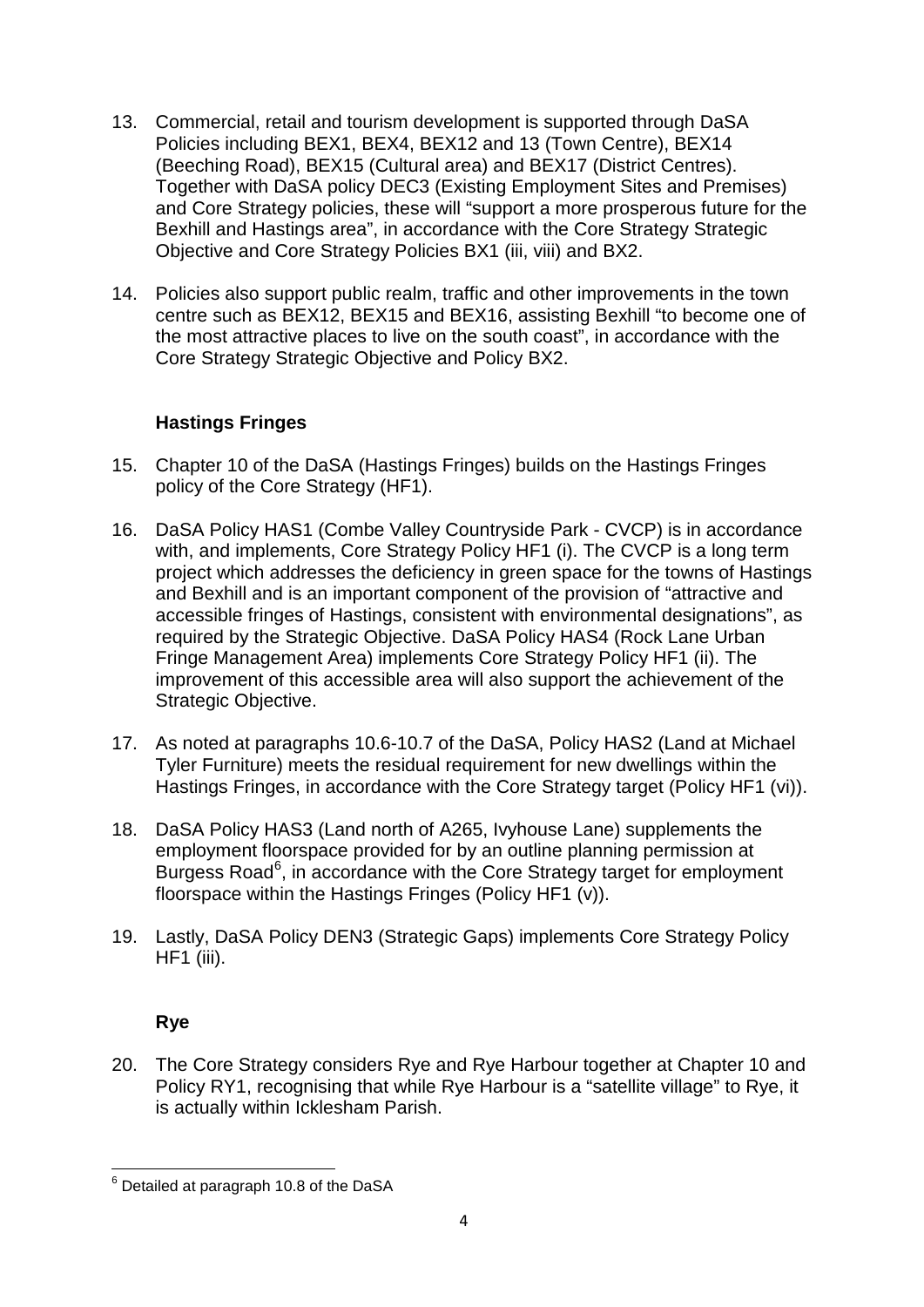13. Commercial, retail and tourism development is supported through DaSA Policies including BEX1, BEX4, BEX12 and 13 (Town Centre), BEX14 (Beeching Road), BEX15 (Cultural area) and BEX17 (District Centres). Together with DaSA policy DEC3 (Existing Employment Sites and Premises) and Core Strategy policies, these will "support a more prosperous future for the Bexhill and Hastings area", in accordance with the Core Strategy Strategic Objective and Core Strategy Policies BX1 (iii, viii) and BX2.

14. Policies also support public realm, traffic and other improvements in the town centre such as BEX12, BEX15 and BEX16, assisting Bexhill "to become one of the most attractive places to live on the south coast", in accordance with the Core Strategy Strategic Objective and Policy BX2.

**Hastings Fringes**

15. Chapter 10 of the DaSA (Hastings Fringes) builds on the Hastings Fringes policy of the Core Strategy (HF1).

16. DaSA Policy HAS1 (Combe Valley Countryside Park - CVCP) is in accordance with, and implements, Core Strategy Policy HF1 (i). The CVCP is a long term project which addresses the deficiency in green space for the towns of Hastings and Bexhill and is an important component of the provision of "attractive and accessible fringes of Hastings, consistent with environmental designations", as required by the Strategic Objective. DaSA Policy HAS4 (Rock Lane Urban Fringe Management Area) implements Core Strategy Policy HF1 (ii). The improvement of this accessible area will also support the achievement of the Strategic Objective.

17. As noted at paragraphs 10.6-10.7 of the DaSA, Policy HAS2 (Land at Michael Tyler Furniture) meets the residual requirement for new dwellings within the Hastings Fringes, in accordance with the Core Strategy target (Policy HF1 (vi)).

18. DaSA Policy HAS3 (Land north of A265, Ivyhouse Lane) supplements the employment floorspace provided for by an outline planning permission at Burgess Road[6], in accordance with the Core Strategy target for employment floorspace within the Hastings Fringes (Policy HF1 (v)).

19. Lastly, DaSA Policy DEN3 (Strategic Gaps) implements Core Strategy Policy HF1 (iii).

**Rye**

20. The Core Strategy considers Rye and Rye Harbour together at Chapter 10 and Policy RY1, recognising that while Rye Harbour is a "satellite village" to Rye, it is actually within Icklesham Parish.

---

[6] Detailed at paragraph 10.8 of the DaSA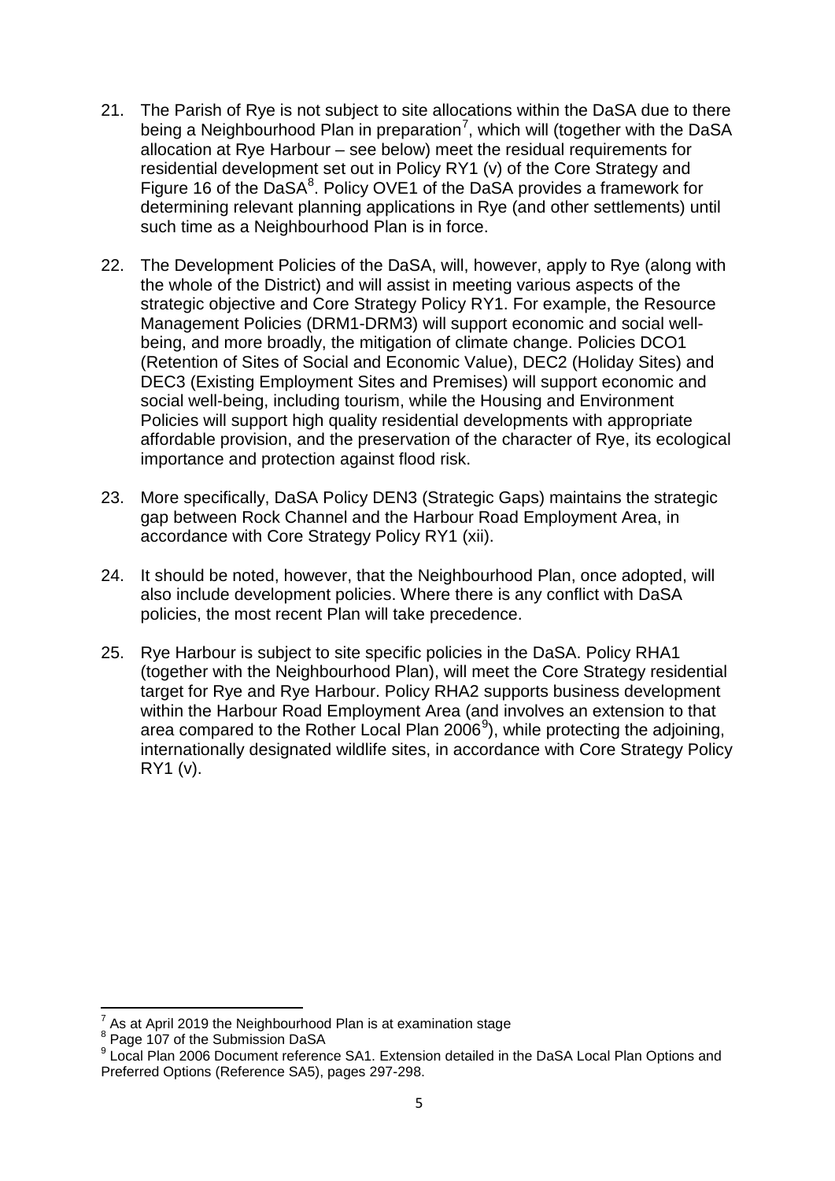21. The Parish of Rye is not subject to site allocations within the DaSA due to there being a Neighbourhood Plan in preparation[7], which will (together with the DaSA allocation at Rye Harbour – see below) meet the residual requirements for residential development set out in Policy RY1 (v) of the Core Strategy and Figure 16 of the DaSA[8]. Policy OVE1 of the DaSA provides a framework for determining relevant planning applications in Rye (and other settlements) until such time as a Neighbourhood Plan is in force.

22. The Development Policies of the DaSA, will, however, apply to Rye (along with the whole of the District) and will assist in meeting various aspects of the strategic objective and Core Strategy Policy RY1. For example, the Resource Management Policies (DRM1-DRM3) will support economic and social well-being, and more broadly, the mitigation of climate change. Policies DCO1 (Retention of Sites of Social and Economic Value), DEC2 (Holiday Sites) and DEC3 (Existing Employment Sites and Premises) will support economic and social well-being, including tourism, while the Housing and Environment Policies will support high quality residential developments with appropriate affordable provision, and the preservation of the character of Rye, its ecological importance and protection against flood risk.

23. More specifically, DaSA Policy DEN3 (Strategic Gaps) maintains the strategic gap between Rock Channel and the Harbour Road Employment Area, in accordance with Core Strategy Policy RY1 (xii).

24. It should be noted, however, that the Neighbourhood Plan, once adopted, will also include development policies. Where there is any conflict with DaSA policies, the most recent Plan will take precedence.

25. Rye Harbour is subject to site specific policies in the DaSA. Policy RHA1 (together with the Neighbourhood Plan), will meet the Core Strategy residential target for Rye and Rye Harbour. Policy RHA2 supports business development within the Harbour Road Employment Area (and involves an extension to that area compared to the Rother Local Plan 2006[9]), while protecting the adjoining, internationally designated wildlife sites, in accordance with Core Strategy Policy RY1 (v).

---

[7] As at April 2019 the Neighbourhood Plan is at examination stage

[8] Page 107 of the Submission DaSA

[9] Local Plan 2006 Document reference SA1. Extension detailed in the DaSA Local Plan Options and Preferred Options (Reference SA5), pages 297-298.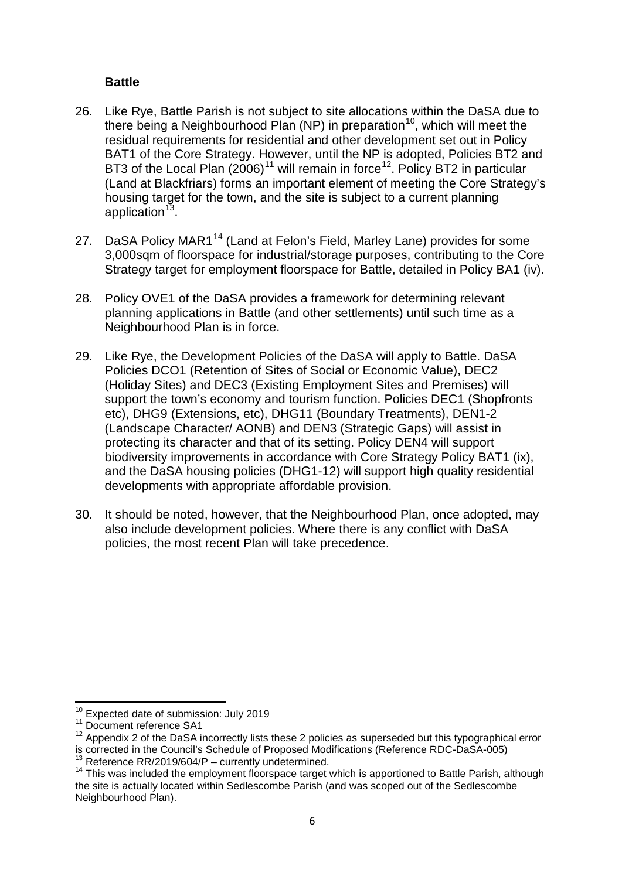**Battle**

26. Like Rye, Battle Parish is not subject to site allocations within the DaSA due to there being a Neighbourhood Plan (NP) in preparation[10], which will meet the residual requirements for residential and other development set out in Policy BAT1 of the Core Strategy. However, until the NP is adopted, Policies BT2 and BT3 of the Local Plan (2006)[11] will remain in force[12]. Policy BT2 in particular (Land at Blackfriars) forms an important element of meeting the Core Strategy's housing target for the town, and the site is subject to a current planning application[13].

27. DaSA Policy MAR1[14] (Land at Felon's Field, Marley Lane) provides for some 3,000sqm of floorspace for industrial/storage purposes, contributing to the Core Strategy target for employment floorspace for Battle, detailed in Policy BA1 (iv).

28. Policy OVE1 of the DaSA provides a framework for determining relevant planning applications in Battle (and other settlements) until such time as a Neighbourhood Plan is in force.

29. Like Rye, the Development Policies of the DaSA will apply to Battle. DaSA Policies DCO1 (Retention of Sites of Social or Economic Value), DEC2 (Holiday Sites) and DEC3 (Existing Employment Sites and Premises) will support the town's economy and tourism function. Policies DEC1 (Shopfronts etc), DHG9 (Extensions, etc), DHG11 (Boundary Treatments), DEN1-2 (Landscape Character/ AONB) and DEN3 (Strategic Gaps) will assist in protecting its character and that of its setting. Policy DEN4 will support biodiversity improvements in accordance with Core Strategy Policy BAT1 (ix), and the DaSA housing policies (DHG1-12) will support high quality residential developments with appropriate affordable provision.

30. It should be noted, however, that the Neighbourhood Plan, once adopted, may also include development policies. Where there is any conflict with DaSA policies, the most recent Plan will take precedence.

---

[10] Expected date of submission: July 2019

[11] Document reference SA1

[12] Appendix 2 of the DaSA incorrectly lists these 2 policies as superseded but this typographical error is corrected in the Council's Schedule of Proposed Modifications (Reference RDC-DaSA-005)

[13] Reference RR/2019/604/P – currently undetermined.

[14] This was included the employment floorspace target which is apportioned to Battle Parish, although the site is actually located within Sedlescombe Parish (and was scoped out of the Sedlescombe Neighbourhood Plan).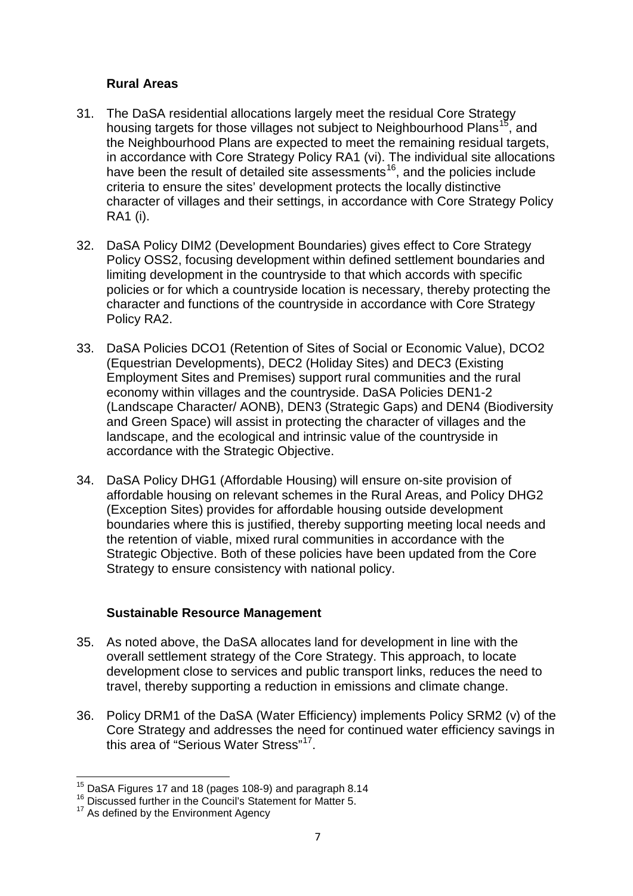**Rural Areas**

31. The DaSA residential allocations largely meet the residual Core Strategy housing targets for those villages not subject to Neighbourhood Plans[15], and the Neighbourhood Plans are expected to meet the remaining residual targets, in accordance with Core Strategy Policy RA1 (vi). The individual site allocations have been the result of detailed site assessments[16], and the policies include criteria to ensure the sites' development protects the locally distinctive character of villages and their settings, in accordance with Core Strategy Policy RA1 (i).

32. DaSA Policy DIM2 (Development Boundaries) gives effect to Core Strategy Policy OSS2, focusing development within defined settlement boundaries and limiting development in the countryside to that which accords with specific policies or for which a countryside location is necessary, thereby protecting the character and functions of the countryside in accordance with Core Strategy Policy RA2.

33. DaSA Policies DCO1 (Retention of Sites of Social or Economic Value), DCO2 (Equestrian Developments), DEC2 (Holiday Sites) and DEC3 (Existing Employment Sites and Premises) support rural communities and the rural economy within villages and the countryside. DaSA Policies DEN1-2 (Landscape Character/ AONB), DEN3 (Strategic Gaps) and DEN4 (Biodiversity and Green Space) will assist in protecting the character of villages and the landscape, and the ecological and intrinsic value of the countryside in accordance with the Strategic Objective.

34. DaSA Policy DHG1 (Affordable Housing) will ensure on-site provision of affordable housing on relevant schemes in the Rural Areas, and Policy DHG2 (Exception Sites) provides for affordable housing outside development boundaries where this is justified, thereby supporting meeting local needs and the retention of viable, mixed rural communities in accordance with the Strategic Objective. Both of these policies have been updated from the Core Strategy to ensure consistency with national policy.

**Sustainable Resource Management**

35. As noted above, the DaSA allocates land for development in line with the overall settlement strategy of the Core Strategy. This approach, to locate development close to services and public transport links, reduces the need to travel, thereby supporting a reduction in emissions and climate change.

36. Policy DRM1 of the DaSA (Water Efficiency) implements Policy SRM2 (v) of the Core Strategy and addresses the need for continued water efficiency savings in this area of "Serious Water Stress"[17].

---

[15] DaSA Figures 17 and 18 (pages 108-9) and paragraph 8.14

[16] Discussed further in the Council's Statement for Matter 5.

[17] As defined by the Environment Agency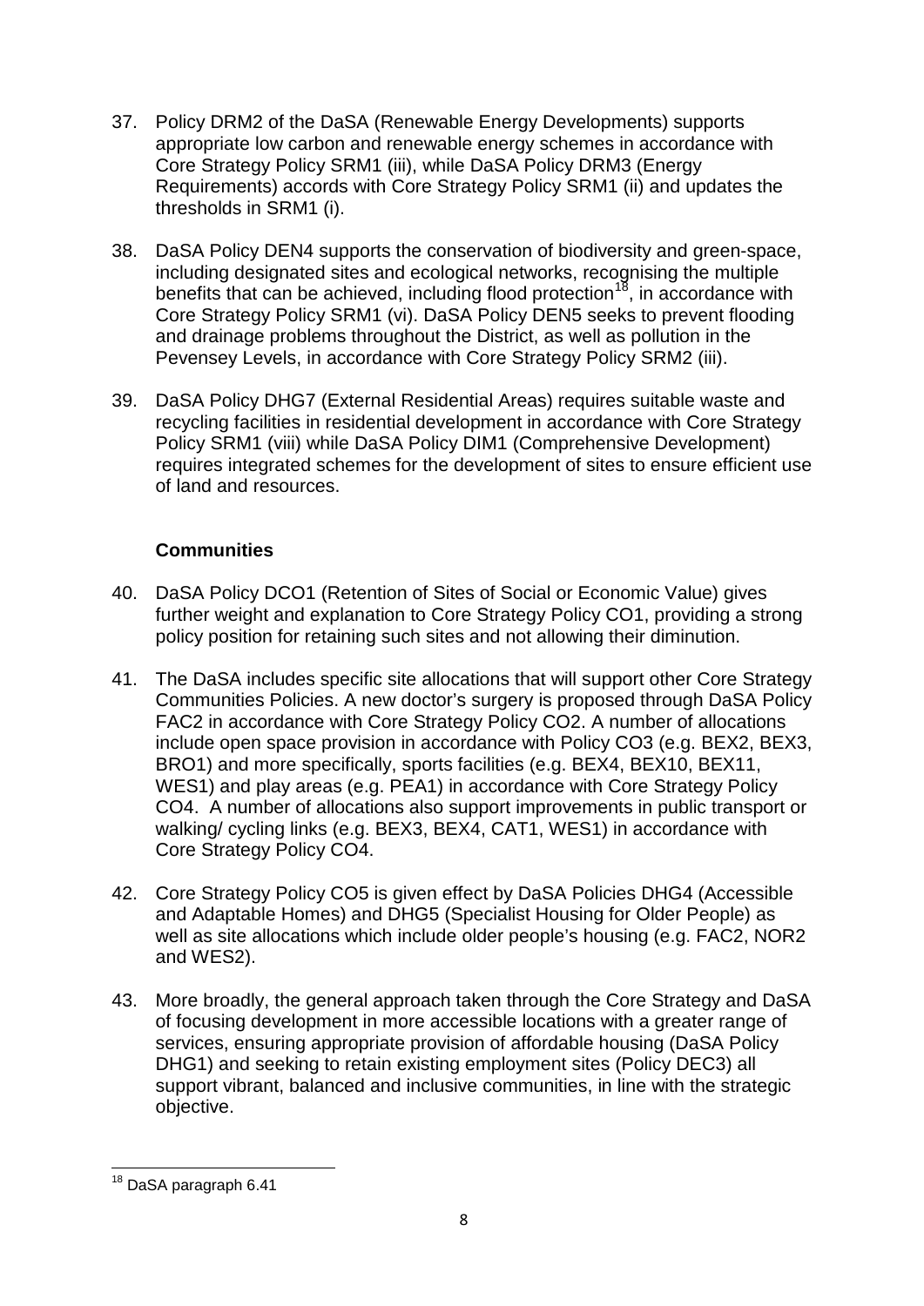37. Policy DRM2 of the DaSA (Renewable Energy Developments) supports appropriate low carbon and renewable energy schemes in accordance with Core Strategy Policy SRM1 (iii), while DaSA Policy DRM3 (Energy Requirements) accords with Core Strategy Policy SRM1 (ii) and updates the thresholds in SRM1 (i).

38. DaSA Policy DEN4 supports the conservation of biodiversity and green-space, including designated sites and ecological networks, recognising the multiple benefits that can be achieved, including flood protection[18], in accordance with Core Strategy Policy SRM1 (vi). DaSA Policy DEN5 seeks to prevent flooding and drainage problems throughout the District, as well as pollution in the Pevensey Levels, in accordance with Core Strategy Policy SRM2 (iii).

39. DaSA Policy DHG7 (External Residential Areas) requires suitable waste and recycling facilities in residential development in accordance with Core Strategy Policy SRM1 (viii) while DaSA Policy DIM1 (Comprehensive Development) requires integrated schemes for the development of sites to ensure efficient use of land and resources.

**Communities**

40. DaSA Policy DCO1 (Retention of Sites of Social or Economic Value) gives further weight and explanation to Core Strategy Policy CO1, providing a strong policy position for retaining such sites and not allowing their diminution.

41. The DaSA includes specific site allocations that will support other Core Strategy Communities Policies. A new doctor's surgery is proposed through DaSA Policy FAC2 in accordance with Core Strategy Policy CO2. A number of allocations include open space provision in accordance with Policy CO3 (e.g. BEX2, BEX3, BRO1) and more specifically, sports facilities (e.g. BEX4, BEX10, BEX11, WES1) and play areas (e.g. PEA1) in accordance with Core Strategy Policy CO4. A number of allocations also support improvements in public transport or walking/ cycling links (e.g. BEX3, BEX4, CAT1, WES1) in accordance with Core Strategy Policy CO4.

42. Core Strategy Policy CO5 is given effect by DaSA Policies DHG4 (Accessible and Adaptable Homes) and DHG5 (Specialist Housing for Older People) as well as site allocations which include older people's housing (e.g. FAC2, NOR2 and WES2).

43. More broadly, the general approach taken through the Core Strategy and DaSA of focusing development in more accessible locations with a greater range of services, ensuring appropriate provision of affordable housing (DaSA Policy DHG1) and seeking to retain existing employment sites (Policy DEC3) all support vibrant, balanced and inclusive communities, in line with the strategic objective.

---

[18] DaSA paragraph 6.41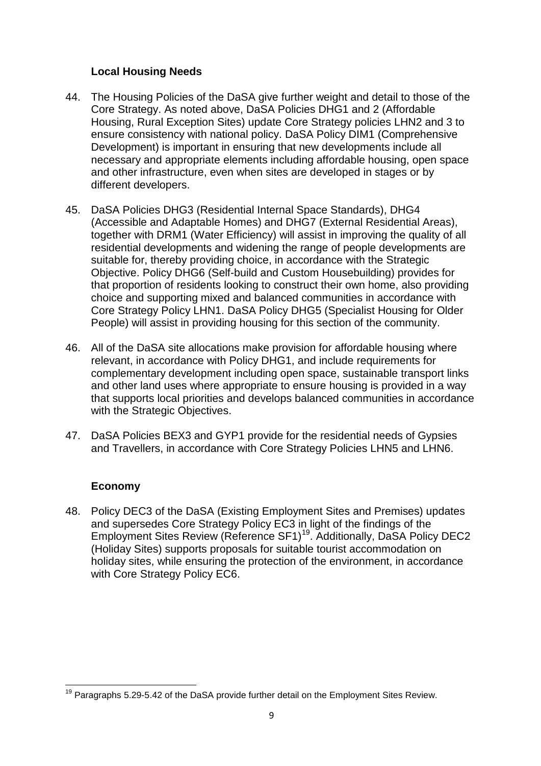### Local Housing Needs

44. The Housing Policies of the DaSA give further weight and detail to those of the Core Strategy. As noted above, DaSA Policies DHG1 and 2 (Affordable Housing, Rural Exception Sites) update Core Strategy policies LHN2 and 3 to ensure consistency with national policy. DaSA Policy DIM1 (Comprehensive Development) is important in ensuring that new developments include all necessary and appropriate elements including affordable housing, open space and other infrastructure, even when sites are developed in stages or by different developers.

45. DaSA Policies DHG3 (Residential Internal Space Standards), DHG4 (Accessible and Adaptable Homes) and DHG7 (External Residential Areas), together with DRM1 (Water Efficiency) will assist in improving the quality of all residential developments and widening the range of people developments are suitable for, thereby providing choice, in accordance with the Strategic Objective. Policy DHG6 (Self-build and Custom Housebuilding) provides for that proportion of residents looking to construct their own home, also providing choice and supporting mixed and balanced communities in accordance with Core Strategy Policy LHN1. DaSA Policy DHG5 (Specialist Housing for Older People) will assist in providing housing for this section of the community.

46. All of the DaSA site allocations make provision for affordable housing where relevant, in accordance with Policy DHG1, and include requirements for complementary development including open space, sustainable transport links and other land uses where appropriate to ensure housing is provided in a way that supports local priorities and develops balanced communities in accordance with the Strategic Objectives.

47. DaSA Policies BEX3 and GYP1 provide for the residential needs of Gypsies and Travellers, in accordance with Core Strategy Policies LHN5 and LHN6.

### Economy

48. Policy DEC3 of the DaSA (Existing Employment Sites and Premises) updates and supersedes Core Strategy Policy EC3 in light of the findings of the Employment Sites Review (Reference SF1)[19]. Additionally, DaSA Policy DEC2 (Holiday Sites) supports proposals for suitable tourist accommodation on holiday sites, while ensuring the protection of the environment, in accordance with Core Strategy Policy EC6.

---

[19] Paragraphs 5.29-5.42 of the DaSA provide further detail on the Employment Sites Review.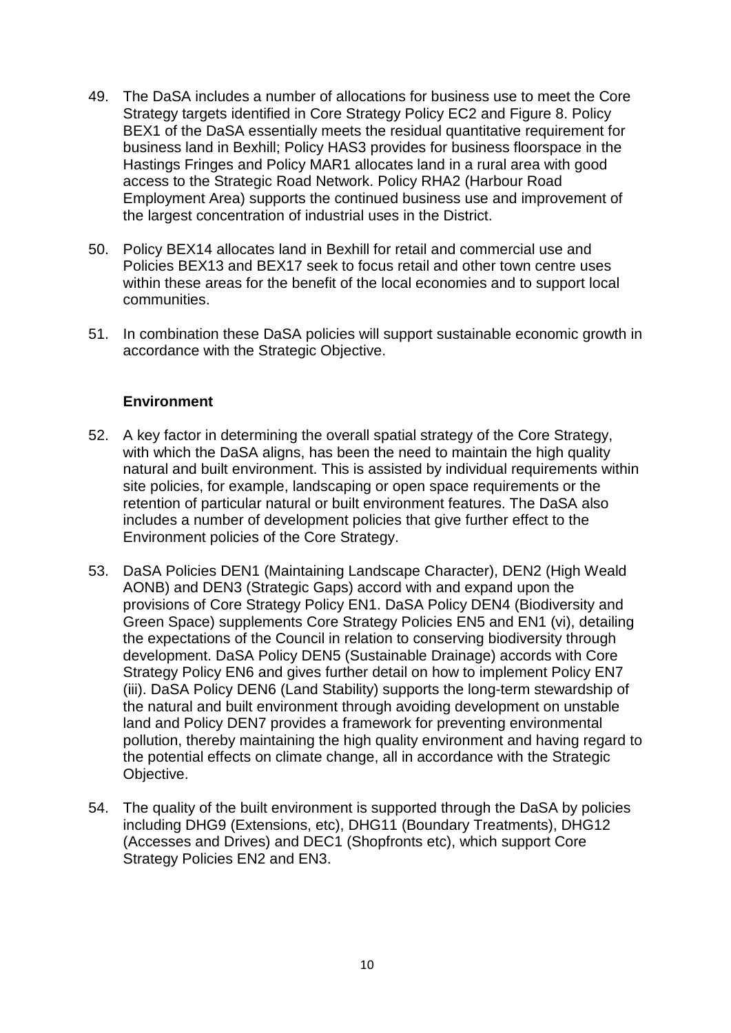49. The DaSA includes a number of allocations for business use to meet the Core Strategy targets identified in Core Strategy Policy EC2 and Figure 8. Policy BEX1 of the DaSA essentially meets the residual quantitative requirement for business land in Bexhill; Policy HAS3 provides for business floorspace in the Hastings Fringes and Policy MAR1 allocates land in a rural area with good access to the Strategic Road Network. Policy RHA2 (Harbour Road Employment Area) supports the continued business use and improvement of the largest concentration of industrial uses in the District.

50. Policy BEX14 allocates land in Bexhill for retail and commercial use and Policies BEX13 and BEX17 seek to focus retail and other town centre uses within these areas for the benefit of the local economies and to support local communities.

51. In combination these DaSA policies will support sustainable economic growth in accordance with the Strategic Objective.

**Environment**

52. A key factor in determining the overall spatial strategy of the Core Strategy, with which the DaSA aligns, has been the need to maintain the high quality natural and built environment. This is assisted by individual requirements within site policies, for example, landscaping or open space requirements or the retention of particular natural or built environment features. The DaSA also includes a number of development policies that give further effect to the Environment policies of the Core Strategy.

53. DaSA Policies DEN1 (Maintaining Landscape Character), DEN2 (High Weald AONB) and DEN3 (Strategic Gaps) accord with and expand upon the provisions of Core Strategy Policy EN1. DaSA Policy DEN4 (Biodiversity and Green Space) supplements Core Strategy Policies EN5 and EN1 (vi), detailing the expectations of the Council in relation to conserving biodiversity through development. DaSA Policy DEN5 (Sustainable Drainage) accords with Core Strategy Policy EN6 and gives further detail on how to implement Policy EN7 (iii). DaSA Policy DEN6 (Land Stability) supports the long-term stewardship of the natural and built environment through avoiding development on unstable land and Policy DEN7 provides a framework for preventing environmental pollution, thereby maintaining the high quality environment and having regard to the potential effects on climate change, all in accordance with the Strategic Objective.

54. The quality of the built environment is supported through the DaSA by policies including DHG9 (Extensions, etc), DHG11 (Boundary Treatments), DHG12 (Accesses and Drives) and DEC1 (Shopfronts etc), which support Core Strategy Policies EN2 and EN3.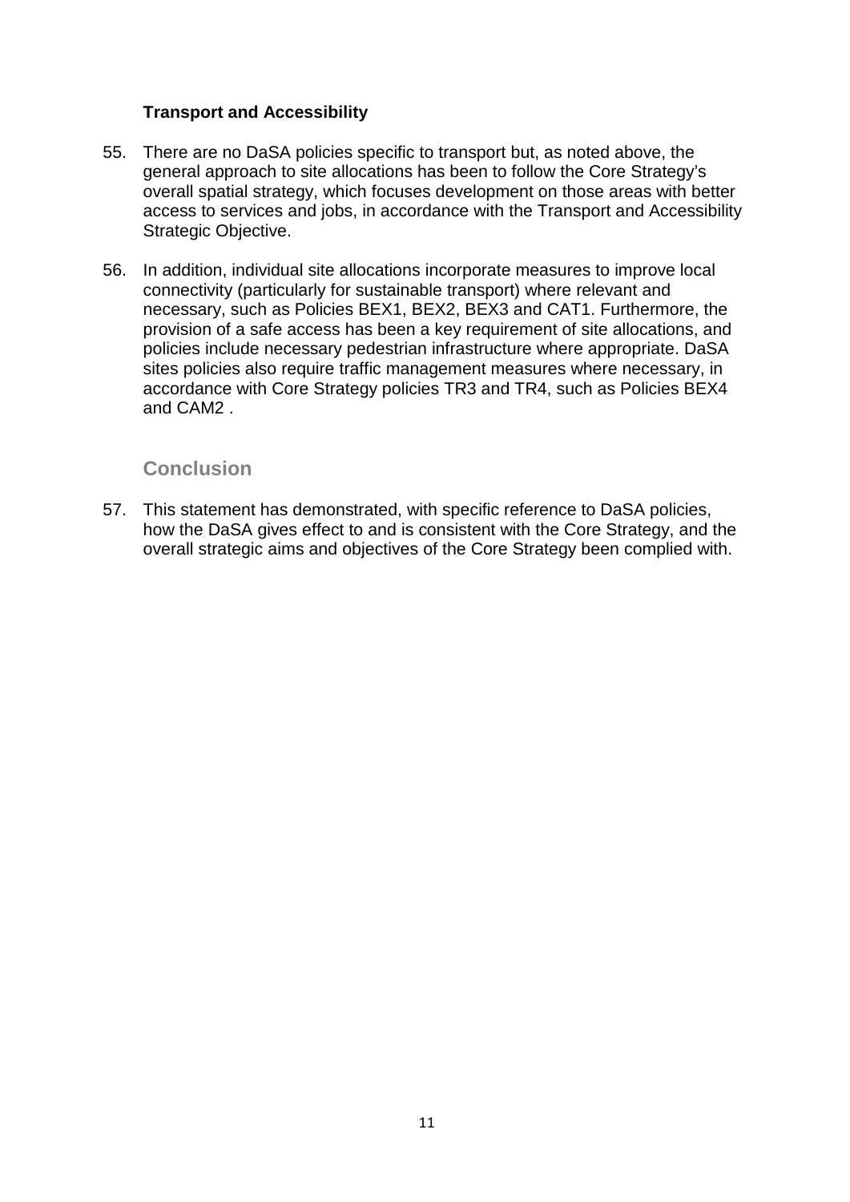**Transport and Accessibility**

55. There are no DaSA policies specific to transport but, as noted above, the general approach to site allocations has been to follow the Core Strategy's overall spatial strategy, which focuses development on those areas with better access to services and jobs, in accordance with the Transport and Accessibility Strategic Objective.

56. In addition, individual site allocations incorporate measures to improve local connectivity (particularly for sustainable transport) where relevant and necessary, such as Policies BEX1, BEX2, BEX3 and CAT1. Furthermore, the provision of a safe access has been a key requirement of site allocations, and policies include necessary pedestrian infrastructure where appropriate. DaSA sites policies also require traffic management measures where necessary, in accordance with Core Strategy policies TR3 and TR4, such as Policies BEX4 and CAM2 .

## Conclusion

57. This statement has demonstrated, with specific reference to DaSA policies, how the DaSA gives effect to and is consistent with the Core Strategy, and the overall strategic aims and objectives of the Core Strategy been complied with.